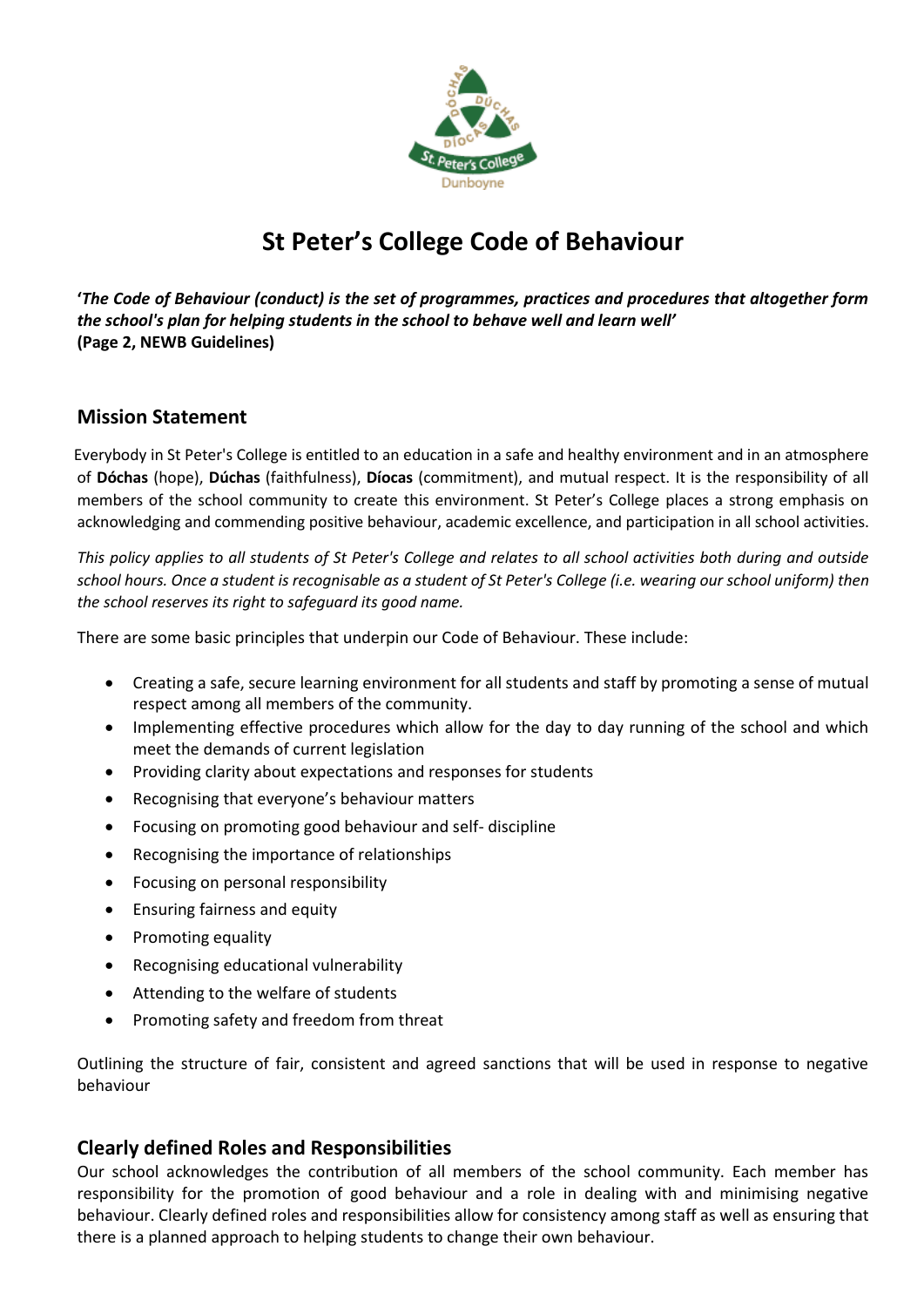# St Peter's College Code of Behaviour

**'*The Code of Behaviour (conduct) is the set of programmes, practices and procedures that altogether form the school's plan for helping students in the school to behave well and learn well'*
(Page 2, NEWB Guidelines)**

## Mission Statement

Everybody in St Peter's College is entitled to an education in a safe and healthy environment and in an atmosphere of **Dóchas** (hope), **Dúchas** (faithfulness), **Díocas** (commitment), and mutual respect. It is the responsibility of all members of the school community to create this environment. St Peter's College places a strong emphasis on acknowledging and commending positive behaviour, academic excellence, and participation in all school activities.

*This policy applies to all students of St Peter's College and relates to all school activities both during and outside school hours. Once a student is recognisable as a student of St Peter's College (i.e. wearing our school uniform) then the school reserves its right to safeguard its good name.*

There are some basic principles that underpin our Code of Behaviour. These include:

- Creating a safe, secure learning environment for all students and staff by promoting a sense of mutual respect among all members of the community.
- Implementing effective procedures which allow for the day to day running of the school and which meet the demands of current legislation
- Providing clarity about expectations and responses for students
- Recognising that everyone's behaviour matters
- Focusing on promoting good behaviour and self- discipline
- Recognising the importance of relationships
- Focusing on personal responsibility
- Ensuring fairness and equity
- Promoting equality
- Recognising educational vulnerability
- Attending to the welfare of students
- Promoting safety and freedom from threat

Outlining the structure of fair, consistent and agreed sanctions that will be used in response to negative behaviour

## Clearly defined Roles and Responsibilities

Our school acknowledges the contribution of all members of the school community. Each member has responsibility for the promotion of good behaviour and a role in dealing with and minimising negative behaviour. Clearly defined roles and responsibilities allow for consistency among staff as well as ensuring that there is a planned approach to helping students to change their own behaviour.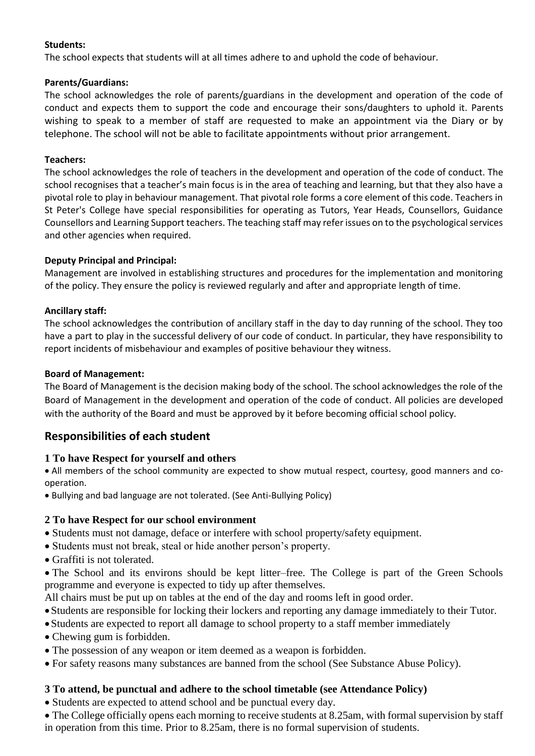**Students:**

The school expects that students will at all times adhere to and uphold the code of behaviour.

**Parents/Guardians:**

The school acknowledges the role of parents/guardians in the development and operation of the code of conduct and expects them to support the code and encourage their sons/daughters to uphold it. Parents wishing to speak to a member of staff are requested to make an appointment via the Diary or by telephone. The school will not be able to facilitate appointments without prior arrangement.

**Teachers:**

The school acknowledges the role of teachers in the development and operation of the code of conduct. The school recognises that a teacher's main focus is in the area of teaching and learning, but that they also have a pivotal role to play in behaviour management. That pivotal role forms a core element of this code. Teachers in St Peter's College have special responsibilities for operating as Tutors, Year Heads, Counsellors, Guidance Counsellors and Learning Support teachers. The teaching staff may refer issues on to the psychological services and other agencies when required.

**Deputy Principal and Principal:**

Management are involved in establishing structures and procedures for the implementation and monitoring of the policy. They ensure the policy is reviewed regularly and after and appropriate length of time.

**Ancillary staff:**

The school acknowledges the contribution of ancillary staff in the day to day running of the school. They too have a part to play in the successful delivery of our code of conduct. In particular, they have responsibility to report incidents of misbehaviour and examples of positive behaviour they witness.

**Board of Management:**

The Board of Management is the decision making body of the school. The school acknowledges the role of the Board of Management in the development and operation of the code of conduct. All policies are developed with the authority of the Board and must be approved by it before becoming official school policy.

## Responsibilities of each student

### 1 To have Respect for yourself and others

- All members of the school community are expected to show mutual respect, courtesy, good manners and co-operation.
- Bullying and bad language are not tolerated. (See Anti-Bullying Policy)

### 2 To have Respect for our school environment

- Students must not damage, deface or interfere with school property/safety equipment.
- Students must not break, steal or hide another person's property.
- Graffiti is not tolerated.
- The School and its environs should be kept litter–free. The College is part of the Green Schools programme and everyone is expected to tidy up after themselves.

All chairs must be put up on tables at the end of the day and rooms left in good order.

- Students are responsible for locking their lockers and reporting any damage immediately to their Tutor.
- Students are expected to report all damage to school property to a staff member immediately
- Chewing gum is forbidden.
- The possession of any weapon or item deemed as a weapon is forbidden.
- For safety reasons many substances are banned from the school (See Substance Abuse Policy).

### 3 To attend, be punctual and adhere to the school timetable (see Attendance Policy)

- Students are expected to attend school and be punctual every day.
- The College officially opens each morning to receive students at 8.25am, with formal supervision by staff in operation from this time. Prior to 8.25am, there is no formal supervision of students.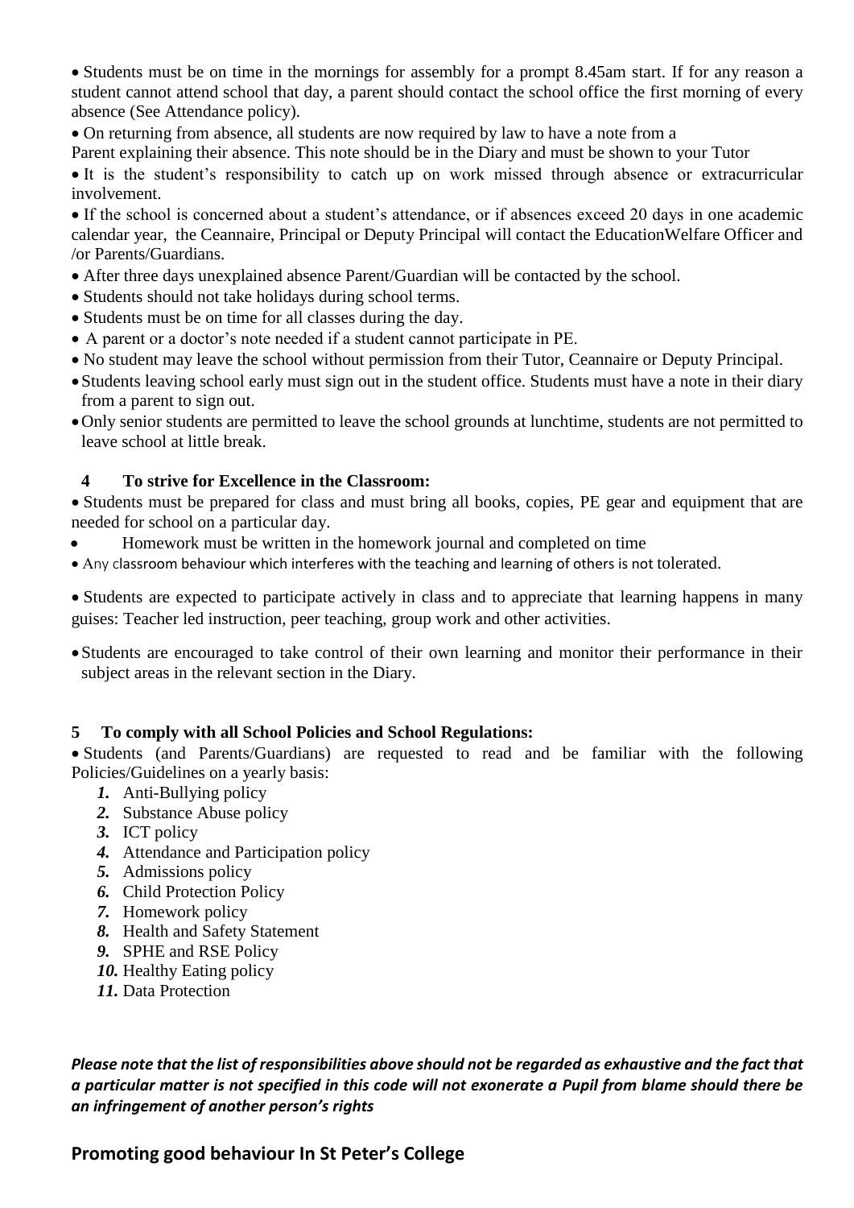- Students must be on time in the mornings for assembly for a prompt 8.45am start. If for any reason a student cannot attend school that day, a parent should contact the school office the first morning of every absence (See Attendance policy).
- On returning from absence, all students are now required by law to have a note from a Parent explaining their absence. This note should be in the Diary and must be shown to your Tutor
- It is the student's responsibility to catch up on work missed through absence or extracurricular involvement.
- If the school is concerned about a student's attendance, or if absences exceed 20 days in one academic calendar year, the Ceannaire, Principal or Deputy Principal will contact the EducationWelfare Officer and /or Parents/Guardians.
- After three days unexplained absence Parent/Guardian will be contacted by the school.
- Students should not take holidays during school terms.
- Students must be on time for all classes during the day.
- A parent or a doctor's note needed if a student cannot participate in PE.
- No student may leave the school without permission from their Tutor, Ceannaire or Deputy Principal.
- Students leaving school early must sign out in the student office. Students must have a note in their diary from a parent to sign out.
- Only senior students are permitted to leave the school grounds at lunchtime, students are not permitted to leave school at little break.

### 4 To strive for Excellence in the Classroom:

- Students must be prepared for class and must bring all books, copies, PE gear and equipment that are needed for school on a particular day.
- Homework must be written in the homework journal and completed on time
- Any classroom behaviour which interferes with the teaching and learning of others is not tolerated.
- Students are expected to participate actively in class and to appreciate that learning happens in many guises: Teacher led instruction, peer teaching, group work and other activities.
- Students are encouraged to take control of their own learning and monitor their performance in their subject areas in the relevant section in the Diary.

### 5 To comply with all School Policies and School Regulations:

- Students (and Parents/Guardians) are requested to read and be familiar with the following Policies/Guidelines on a yearly basis:
  1. Anti-Bullying policy
  2. Substance Abuse policy
  3. ICT policy
  4. Attendance and Participation policy
  5. Admissions policy
  6. Child Protection Policy
  7. Homework policy
  8. Health and Safety Statement
  9. SPHE and RSE Policy
  10. Healthy Eating policy
  11. Data Protection

***Please note that the list of responsibilities above should not be regarded as exhaustive and the fact that a particular matter is not specified in this code will not exonerate a Pupil from blame should there be an infringement of another person's rights***

## Promoting good behaviour In St Peter's College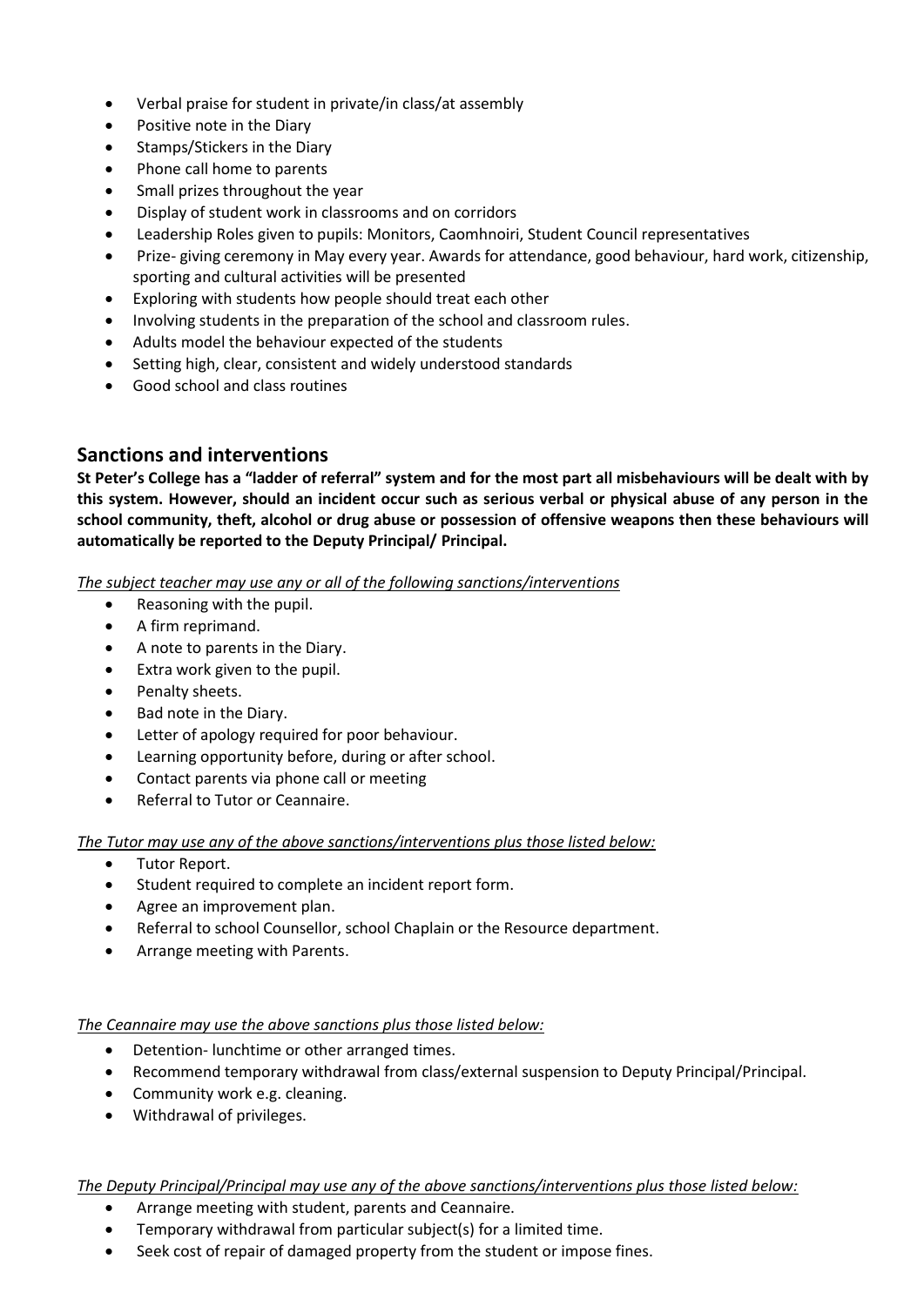- Verbal praise for student in private/in class/at assembly
- Positive note in the Diary
- Stamps/Stickers in the Diary
- Phone call home to parents
- Small prizes throughout the year
- Display of student work in classrooms and on corridors
- Leadership Roles given to pupils: Monitors, Caomhnoiri, Student Council representatives
- Prize- giving ceremony in May every year. Awards for attendance, good behaviour, hard work, citizenship, sporting and cultural activities will be presented
- Exploring with students how people should treat each other
- Involving students in the preparation of the school and classroom rules.
- Adults model the behaviour expected of the students
- Setting high, clear, consistent and widely understood standards
- Good school and class routines

## Sanctions and interventions

**St Peter's College has a "ladder of referral" system and for the most part all misbehaviours will be dealt with by this system. However, should an incident occur such as serious verbal or physical abuse of any person in the school community, theft, alcohol or drug abuse or possession of offensive weapons then these behaviours will automatically be reported to the Deputy Principal/ Principal.**

*The subject teacher may use any or all of the following sanctions/interventions*

- Reasoning with the pupil.
- A firm reprimand.
- A note to parents in the Diary.
- Extra work given to the pupil.
- Penalty sheets.
- Bad note in the Diary.
- Letter of apology required for poor behaviour.
- Learning opportunity before, during or after school.
- Contact parents via phone call or meeting
- Referral to Tutor or Ceannaire.

*The Tutor may use any of the above sanctions/interventions plus those listed below:*

- Tutor Report.
- Student required to complete an incident report form.
- Agree an improvement plan.
- Referral to school Counsellor, school Chaplain or the Resource department.
- Arrange meeting with Parents.

*The Ceannaire may use the above sanctions plus those listed below:*

- Detention- lunchtime or other arranged times.
- Recommend temporary withdrawal from class/external suspension to Deputy Principal/Principal.
- Community work e.g. cleaning.
- Withdrawal of privileges.

*The Deputy Principal/Principal may use any of the above sanctions/interventions plus those listed below:*

- Arrange meeting with student, parents and Ceannaire.
- Temporary withdrawal from particular subject(s) for a limited time.
- Seek cost of repair of damaged property from the student or impose fines.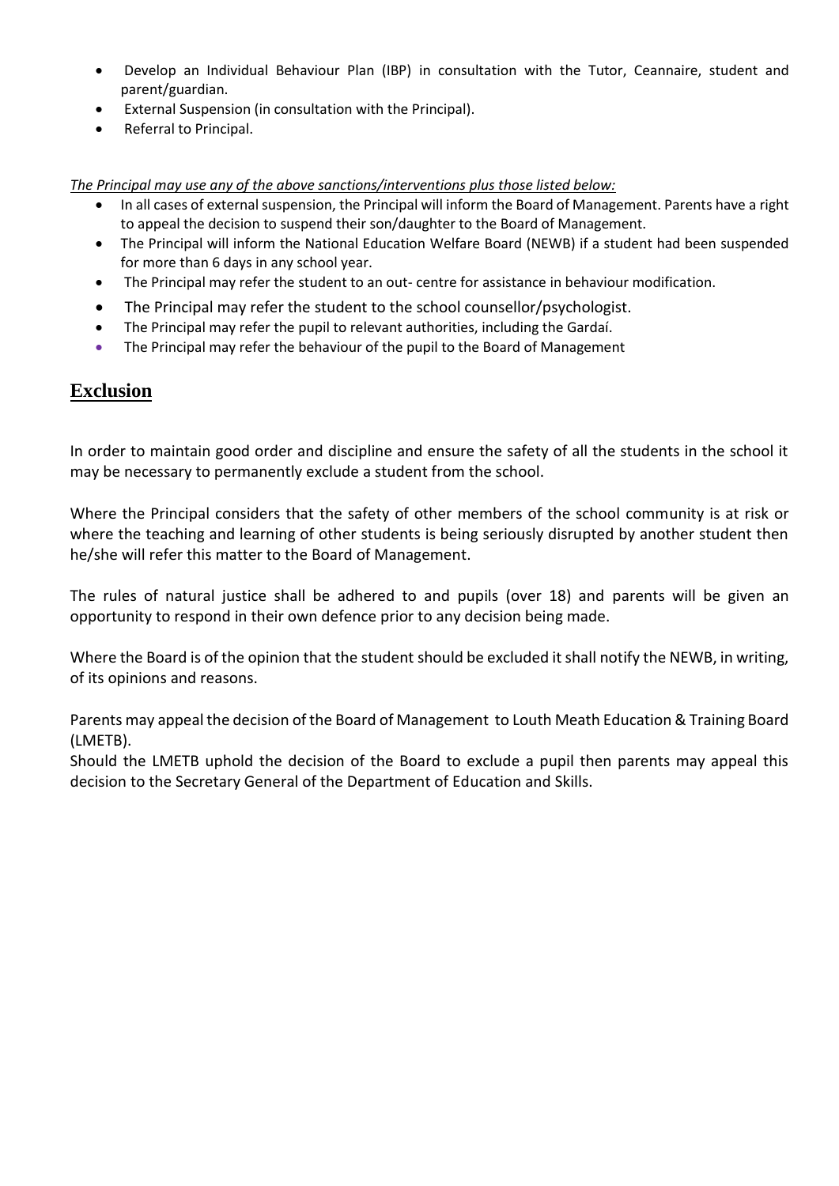- Develop an Individual Behaviour Plan (IBP) in consultation with the Tutor, Ceannaire, student and parent/guardian.
- External Suspension (in consultation with the Principal).
- Referral to Principal.

*The Principal may use any of the above sanctions/interventions plus those listed below:*

- In all cases of external suspension, the Principal will inform the Board of Management. Parents have a right to appeal the decision to suspend their son/daughter to the Board of Management.
- The Principal will inform the National Education Welfare Board (NEWB) if a student had been suspended for more than 6 days in any school year.
- The Principal may refer the student to an out- centre for assistance in behaviour modification.
- The Principal may refer the student to the school counsellor/psychologist.
- The Principal may refer the pupil to relevant authorities, including the Gardaí.
- The Principal may refer the behaviour of the pupil to the Board of Management

## Exclusion

In order to maintain good order and discipline and ensure the safety of all the students in the school it may be necessary to permanently exclude a student from the school.

Where the Principal considers that the safety of other members of the school community is at risk or where the teaching and learning of other students is being seriously disrupted by another student then he/she will refer this matter to the Board of Management.

The rules of natural justice shall be adhered to and pupils (over 18) and parents will be given an opportunity to respond in their own defence prior to any decision being made.

Where the Board is of the opinion that the student should be excluded it shall notify the NEWB, in writing, of its opinions and reasons.

Parents may appeal the decision of the Board of Management to Louth Meath Education & Training Board (LMETB).

Should the LMETB uphold the decision of the Board to exclude a pupil then parents may appeal this decision to the Secretary General of the Department of Education and Skills.